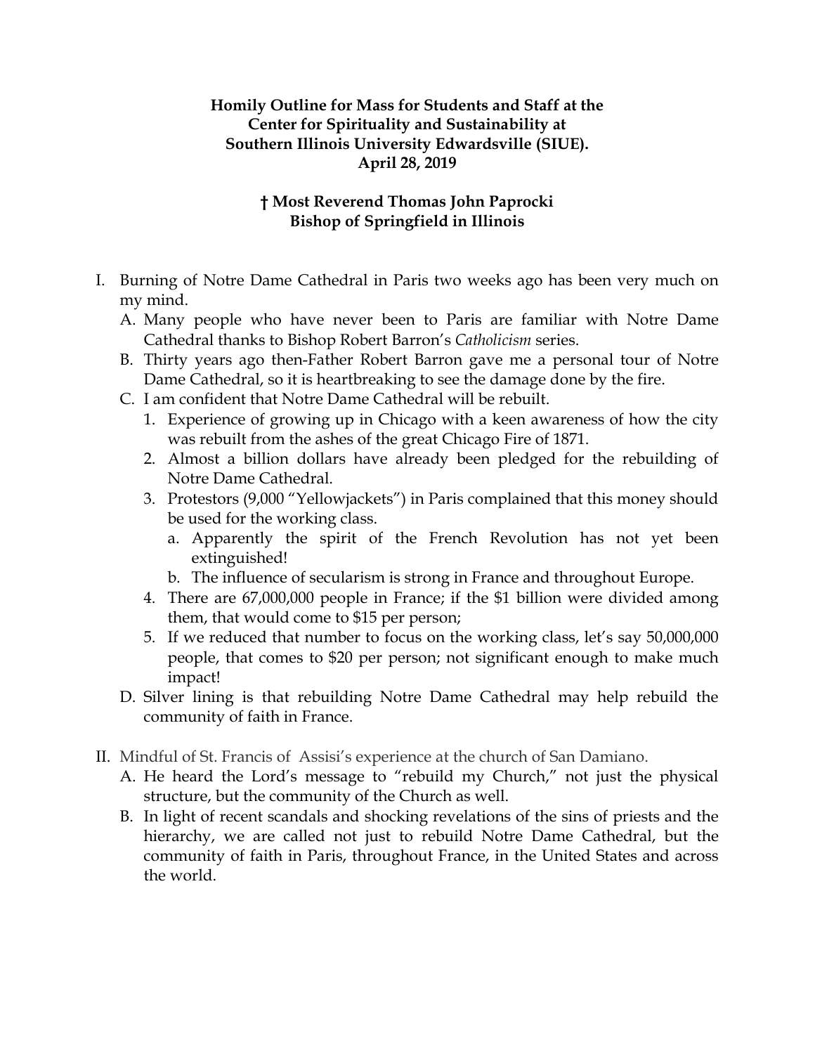**Homily Outline for Mass for Students and Staff at the Center for Spirituality and Sustainability at Southern Illinois University Edwardsville (SIUE). April 28, 2019**

**† Most Reverend Thomas John Paprocki**
**Bishop of Springfield in Illinois**

I. Burning of Notre Dame Cathedral in Paris two weeks ago has been very much on my mind.
   A. Many people who have never been to Paris are familiar with Notre Dame Cathedral thanks to Bishop Robert Barron's *Catholicism* series.
   B. Thirty years ago then-Father Robert Barron gave me a personal tour of Notre Dame Cathedral, so it is heartbreaking to see the damage done by the fire.
   C. I am confident that Notre Dame Cathedral will be rebuilt.
      1. Experience of growing up in Chicago with a keen awareness of how the city was rebuilt from the ashes of the great Chicago Fire of 1871.
      2. Almost a billion dollars have already been pledged for the rebuilding of Notre Dame Cathedral.
      3. Protestors (9,000 "Yellowjackets") in Paris complained that this money should be used for the working class.
         a. Apparently the spirit of the French Revolution has not yet been extinguished!
         b. The influence of secularism is strong in France and throughout Europe.
      4. There are 67,000,000 people in France; if the $1 billion were divided among them, that would come to $15 per person;
      5. If we reduced that number to focus on the working class, let's say 50,000,000 people, that comes to $20 per person; not significant enough to make much impact!
   D. Silver lining is that rebuilding Notre Dame Cathedral may help rebuild the community of faith in France.

II. Mindful of St. Francis of Assisi's experience at the church of San Damiano.
   A. He heard the Lord's message to "rebuild my Church," not just the physical structure, but the community of the Church as well.
   B. In light of recent scandals and shocking revelations of the sins of priests and the hierarchy, we are called not just to rebuild Notre Dame Cathedral, but the community of faith in Paris, throughout France, in the United States and across the world.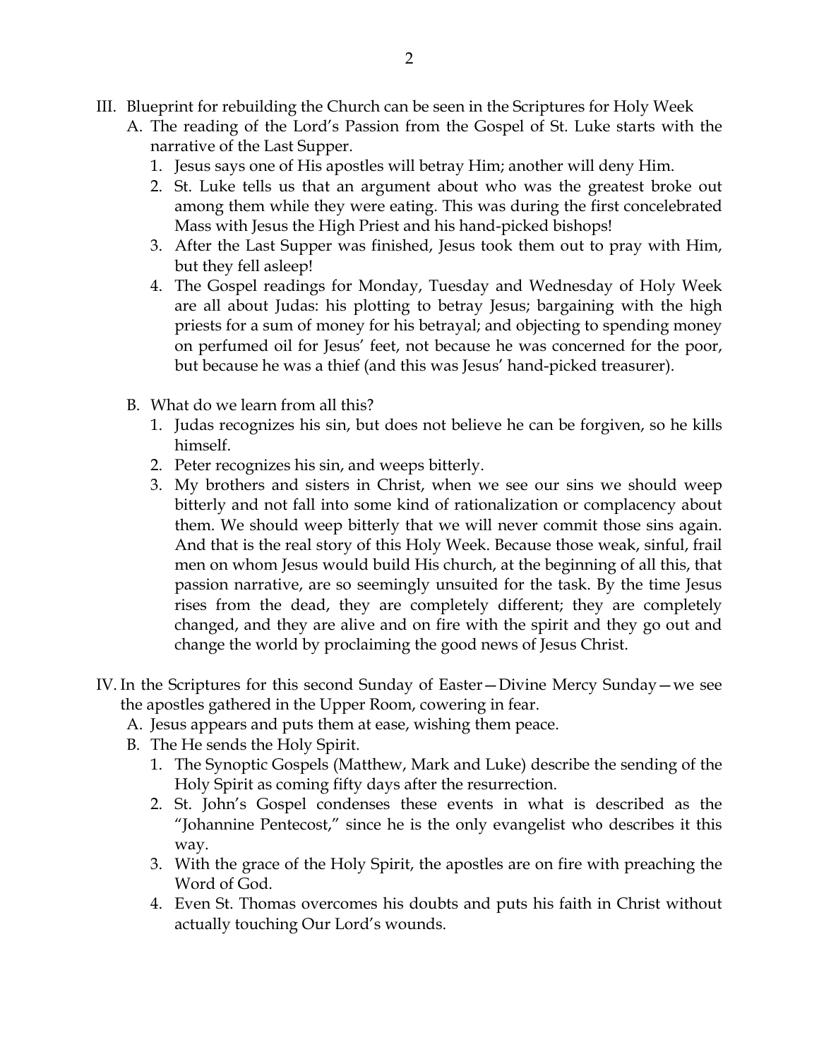III. Blueprint for rebuilding the Church can be seen in the Scriptures for Holy Week

   A. The reading of the Lord's Passion from the Gospel of St. Luke starts with the narrative of the Last Supper.

      1. Jesus says one of His apostles will betray Him; another will deny Him.
      2. St. Luke tells us that an argument about who was the greatest broke out among them while they were eating. This was during the first concelebrated Mass with Jesus the High Priest and his hand-picked bishops!
      3. After the Last Supper was finished, Jesus took them out to pray with Him, but they fell asleep!
      4. The Gospel readings for Monday, Tuesday and Wednesday of Holy Week are all about Judas: his plotting to betray Jesus; bargaining with the high priests for a sum of money for his betrayal; and objecting to spending money on perfumed oil for Jesus' feet, not because he was concerned for the poor, but because he was a thief (and this was Jesus' hand-picked treasurer).

   B. What do we learn from all this?

      1. Judas recognizes his sin, but does not believe he can be forgiven, so he kills himself.
      2. Peter recognizes his sin, and weeps bitterly.
      3. My brothers and sisters in Christ, when we see our sins we should weep bitterly and not fall into some kind of rationalization or complacency about them. We should weep bitterly that we will never commit those sins again. And that is the real story of this Holy Week. Because those weak, sinful, frail men on whom Jesus would build His church, at the beginning of all this, that passion narrative, are so seemingly unsuited for the task. By the time Jesus rises from the dead, they are completely different; they are completely changed, and they are alive and on fire with the spirit and they go out and change the world by proclaiming the good news of Jesus Christ.

IV. In the Scriptures for this second Sunday of Easter—Divine Mercy Sunday—we see the apostles gathered in the Upper Room, cowering in fear.

   A. Jesus appears and puts them at ease, wishing them peace.

   B. The He sends the Holy Spirit.

      1. The Synoptic Gospels (Matthew, Mark and Luke) describe the sending of the Holy Spirit as coming fifty days after the resurrection.
      2. St. John's Gospel condenses these events in what is described as the "Johannine Pentecost," since he is the only evangelist who describes it this way.
      3. With the grace of the Holy Spirit, the apostles are on fire with preaching the Word of God.
      4. Even St. Thomas overcomes his doubts and puts his faith in Christ without actually touching Our Lord's wounds.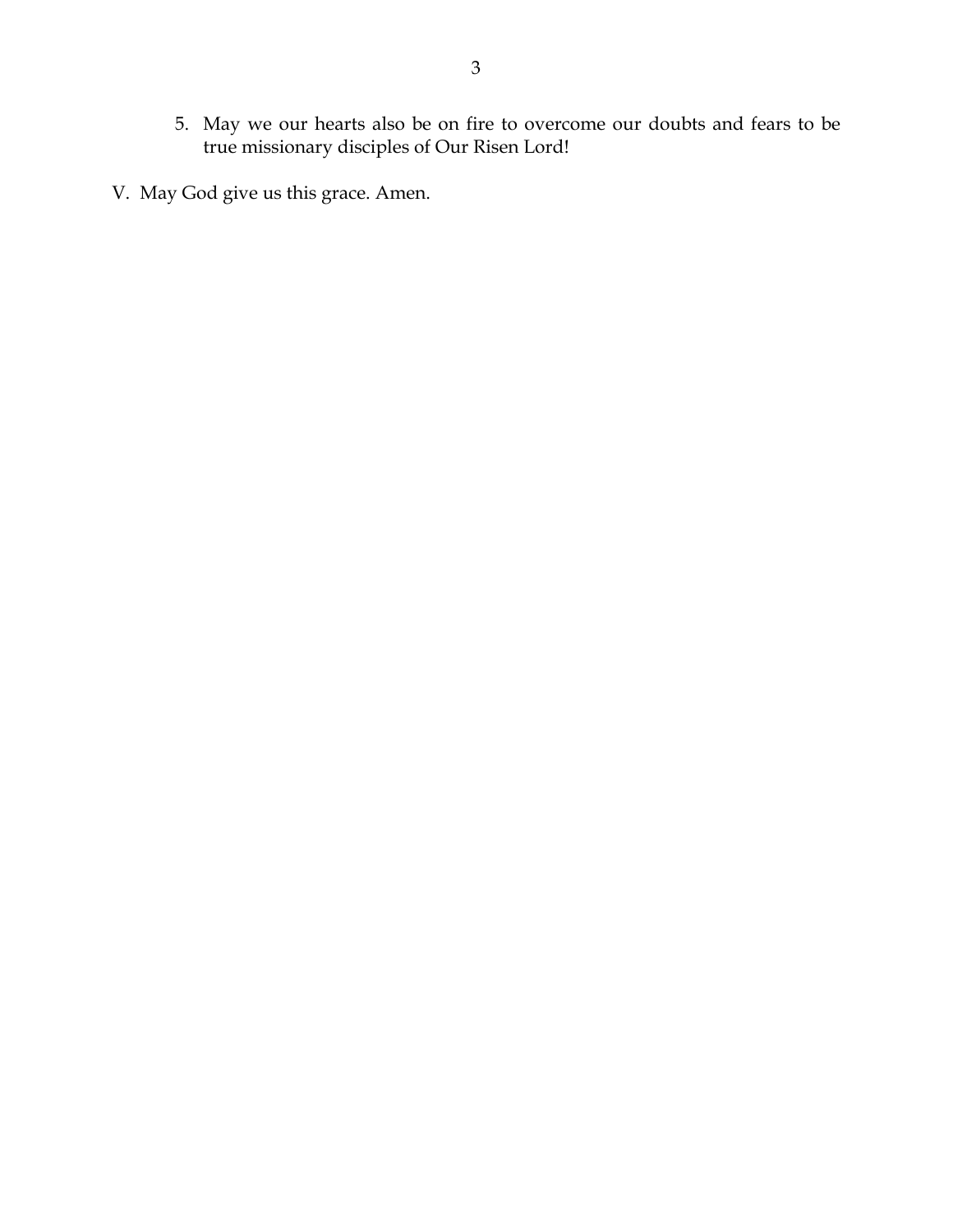5. May we our hearts also be on fire to overcome our doubts and fears to be true missionary disciples of Our Risen Lord!

V. May God give us this grace. Amen.